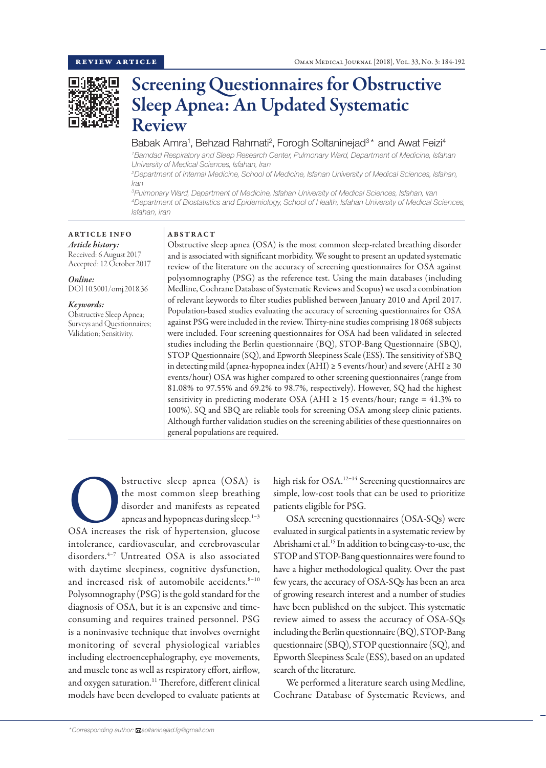REVIEW ARTICLE

# Screening Questionnaires for Obstructive Sleep Apnea: An Updated Systematic Review

Babak Amra[1], Behzad Rahmati[2], Forogh Soltaninejad[3]* and Awat Feizi[4]

[1]Bamdad Respiratory and Sleep Research Center, Pulmonary Ward, Department of Medicine, Isfahan University of Medical Sciences, Isfahan, Iran

[2]Department of Internal Medicine, School of Medicine, Isfahan University of Medical Sciences, Isfahan, Iran

[3]Pulmonary Ward, Department of Medicine, Isfahan University of Medical Sciences, Isfahan, Iran

[4]Department of Biostatistics and Epidemiology, School of Health, Isfahan University of Medical Sciences, Isfahan, Iran

## ARTICLE INFO

*Article history:*
Received: 6 August 2017
Accepted: 12 October 2017

*Online:*
DOI 10.5001/omj.2018.36

*Keywords:*
Obstructive Sleep Apnea; Surveys and Questionnaires; Validation; Sensitivity.

## ABSTRACT

Obstructive sleep apnea (OSA) is the most common sleep-related breathing disorder and is associated with significant morbidity. We sought to present an updated systematic review of the literature on the accuracy of screening questionnaires for OSA against polysomnography (PSG) as the reference test. Using the main databases (including Medline, Cochrane Database of Systematic Reviews and Scopus) we used a combination of relevant keywords to filter studies published between January 2010 and April 2017. Population-based studies evaluating the accuracy of screening questionnaires for OSA against PSG were included in the review. Thirty-nine studies comprising 18 068 subjects were included. Four screening questionnaires for OSA had been validated in selected studies including the Berlin questionnaire (BQ), STOP-Bang Questionnaire (SBQ), STOP Questionnaire (SQ), and Epworth Sleepiness Scale (ESS). The sensitivity of SBQ in detecting mild (apnea-hypopnea index (AHI) ≥ 5 events/hour) and severe (AHI ≥ 30 events/hour) OSA was higher compared to other screening questionnaires (range from 81.08% to 97.55% and 69.2% to 98.7%, respectively). However, SQ had the highest sensitivity in predicting moderate OSA (AHI ≥ 15 events/hour; range = 41.3% to 100%). SQ and SBQ are reliable tools for screening OSA among sleep clinic patients. Although further validation studies on the screening abilities of these questionnaires on general populations are required.

Obstructive sleep apnea (OSA) is the most common sleep breathing disorder and manifests as repeated apneas and hypopneas during sleep.[1–3] OSA increases the risk of hypertension, glucose intolerance, cardiovascular, and cerebrovascular disorders.[4–7] Untreated OSA is also associated with daytime sleepiness, cognitive dysfunction, and increased risk of automobile accidents.[8–10] Polysomnography (PSG) is the gold standard for the diagnosis of OSA, but it is an expensive and time-consuming and requires trained personnel. PSG is a noninvasive technique that involves overnight monitoring of several physiological variables including electroencephalography, eye movements, and muscle tone as well as respiratory effort, airflow, and oxygen saturation.[11] Therefore, different clinical models have been developed to evaluate patients at high risk for OSA.[12–14] Screening questionnaires are simple, low-cost tools that can be used to prioritize patients eligible for PSG.

OSA screening questionnaires (OSA-SQs) were evaluated in surgical patients in a systematic review by Abrishami et al.[15] In addition to being easy-to-use, the STOP and STOP-Bang questionnaires were found to have a higher methodological quality. Over the past few years, the accuracy of OSA-SQs has been an area of growing research interest and a number of studies have been published on the subject. This systematic review aimed to assess the accuracy of OSA-SQs including the Berlin questionnaire (BQ), STOP-Bang questionnaire (SBQ), STOP questionnaire (SQ), and Epworth Sleepiness Scale (ESS), based on an updated search of the literature.

We performed a literature search using Medline, Cochrane Database of Systematic Reviews, and

*Corresponding author: soltaninejad.fg@gmail.com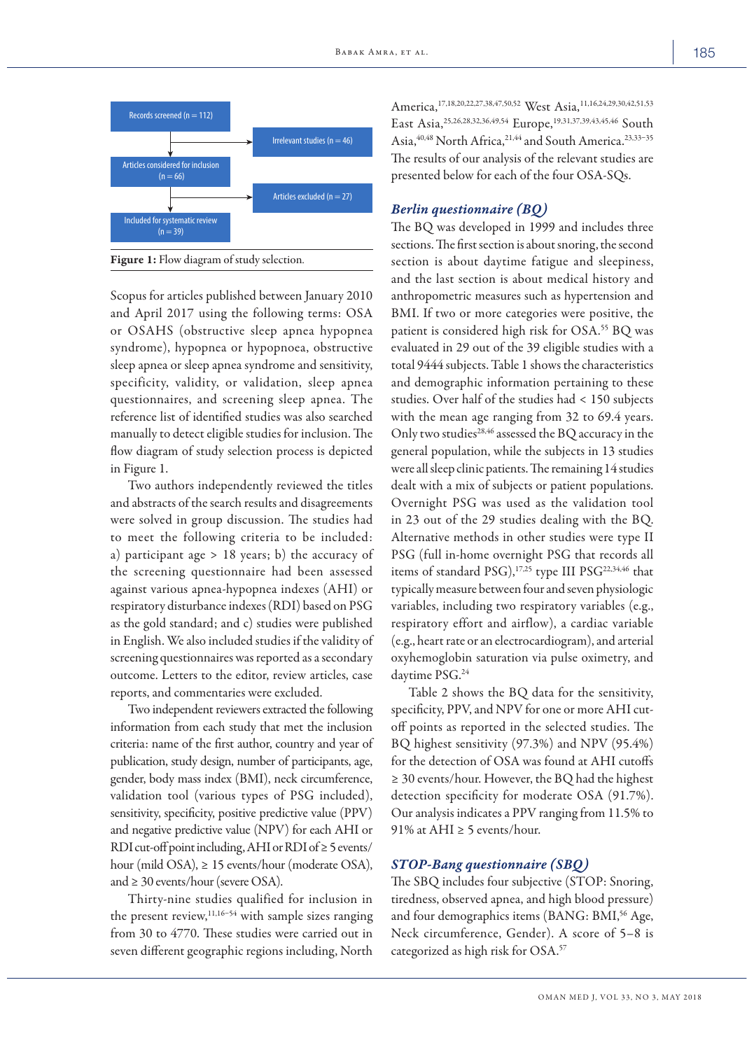Records screened (n = 112)

Irrelevant studies (n = 46)

Articles considered for inclusion (n = 66)

Articles excluded (n = 27)

Included for systematic review (n = 39)

**Figure 1:** Flow diagram of study selection.

Scopus for articles published between January 2010 and April 2017 using the following terms: OSA or OSAHS (obstructive sleep apnea hypopnea syndrome), hypopnea or hypopnoea, obstructive sleep apnea or sleep apnea syndrome and sensitivity, specificity, validity, or validation, sleep apnea questionnaires, and screening sleep apnea. The reference list of identified studies was also searched manually to detect eligible studies for inclusion. The flow diagram of study selection process is depicted in Figure 1.

Two authors independently reviewed the titles and abstracts of the search results and disagreements were solved in group discussion. The studies had to meet the following criteria to be included: a) participant age > 18 years; b) the accuracy of the screening questionnaire had been assessed against various apnea-hypopnea indexes (AHI) or respiratory disturbance indexes (RDI) based on PSG as the gold standard; and c) studies were published in English. We also included studies if the validity of screening questionnaires was reported as a secondary outcome. Letters to the editor, review articles, case reports, and commentaries were excluded.

Two independent reviewers extracted the following information from each study that met the inclusion criteria: name of the first author, country and year of publication, study design, number of participants, age, gender, body mass index (BMI), neck circumference, validation tool (various types of PSG included), sensitivity, specificity, positive predictive value (PPV) and negative predictive value (NPV) for each AHI or RDI cut-off point including, AHI or RDI of ≥ 5 events/hour (mild OSA), ≥ 15 events/hour (moderate OSA), and ≥ 30 events/hour (severe OSA).

Thirty-nine studies qualified for inclusion in the present review,[11,16–54] with sample sizes ranging from 30 to 4770. These studies were carried out in seven different geographic regions including, North America,[17,18,20,22,27,38,47,50,52] West Asia,[11,16,24,29,30,42,51,53] East Asia,[25,26,28,32,36,49,54] Europe,[19,31,37,39,43,45,46] South Asia,[40,48] North Africa,[21,44] and South America.[23,33–35] The results of our analysis of the relevant studies are presented below for each of the four OSA-SQs.

## *Berlin questionnaire (BQ)*

The BQ was developed in 1999 and includes three sections. The first section is about snoring, the second section is about daytime fatigue and sleepiness, and the last section is about medical history and anthropometric measures such as hypertension and BMI. If two or more categories were positive, the patient is considered high risk for OSA.[55] BQ was evaluated in 29 out of the 39 eligible studies with a total 9444 subjects. Table 1 shows the characteristics and demographic information pertaining to these studies. Over half of the studies had < 150 subjects with the mean age ranging from 32 to 69.4 years. Only two studies[28,46] assessed the BQ accuracy in the general population, while the subjects in 13 studies were all sleep clinic patients. The remaining 14 studies dealt with a mix of subjects or patient populations. Overnight PSG was used as the validation tool in 23 out of the 29 studies dealing with the BQ. Alternative methods in other studies were type II PSG (full in-home overnight PSG that records all items of standard PSG),[17,25] type III PSG[22,34,46] that typically measure between four and seven physiologic variables, including two respiratory variables (e.g., respiratory effort and airflow), a cardiac variable (e.g., heart rate or an electrocardiogram), and arterial oxyhemoglobin saturation via pulse oximetry, and daytime PSG.[24]

Table 2 shows the BQ data for the sensitivity, specificity, PPV, and NPV for one or more AHI cut-off points as reported in the selected studies. The BQ highest sensitivity (97.3%) and NPV (95.4%) for the detection of OSA was found at AHI cutoffs ≥ 30 events/hour. However, the BQ had the highest detection specificity for moderate OSA (91.7%). Our analysis indicates a PPV ranging from 11.5% to 91% at AHI ≥ 5 events/hour.

## *STOP-Bang questionnaire (SBQ)*

The SBQ includes four subjective (STOP: Snoring, tiredness, observed apnea, and high blood pressure) and four demographics items (BANG: BMI,[56] Age, Neck circumference, Gender). A score of 5–8 is categorized as high risk for OSA.[57]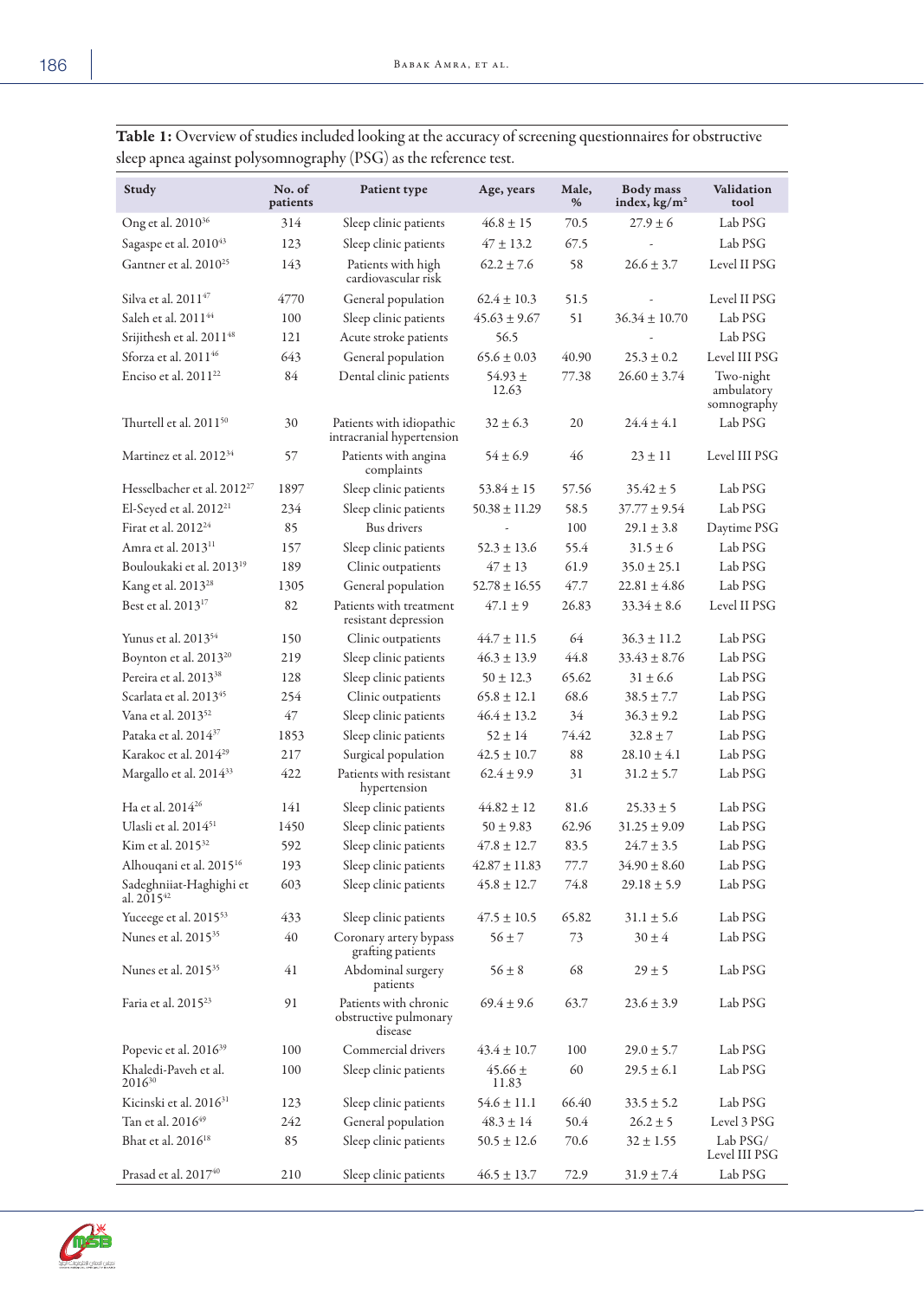**Table 1:** Overview of studies included looking at the accuracy of screening questionnaires for obstructive sleep apnea against polysomnography (PSG) as the reference test.

| Study | No. of patients | Patient type | Age, years | Male, % | Body mass index, kg/m$^2$ | Validation tool |
|---|---|---|---|---|---|---|
| Ong et al. 2010[36] | 314 | Sleep clinic patients | 46.8 ± 15 | 70.5 | 27.9 ± 6 | Lab PSG |
| Sagaspe et al. 2010[43] | 123 | Sleep clinic patients | 47 ± 13.2 | 67.5 | - | Lab PSG |
| Gantner et al. 2010[25] | 143 | Patients with high cardiovascular risk | 62.2 ± 7.6 | 58 | 26.6 ± 3.7 | Level II PSG |
| Silva et al. 2011[47] | 4770 | General population | 62.4 ± 10.3 | 51.5 | - | Level II PSG |
| Saleh et al. 2011[44] | 100 | Sleep clinic patients | 45.63 ± 9.67 | 51 | 36.34 ± 10.70 | Lab PSG |
| Srijithesh et al. 2011[48] | 121 | Acute stroke patients | 56.5 | | - | Lab PSG |
| Sforza et al. 2011[46] | 643 | General population | 65.6 ± 0.03 | 40.90 | 25.3 ± 0.2 | Level III PSG |
| Enciso et al. 2011[22] | 84 | Dental clinic patients | 54.93 ± 12.63 | 77.38 | 26.60 ± 3.74 | Two-night ambulatory somnography |
| Thurtell et al. 2011[50] | 30 | Patients with idiopathic intracranial hypertension | 32 ± 6.3 | 20 | 24.4 ± 4.1 | Lab PSG |
| Martinez et al. 2012[34] | 57 | Patients with angina complaints | 54 ± 6.9 | 46 | 23 ± 11 | Level III PSG |
| Hesselbacher et al. 2012[27] | 1897 | Sleep clinic patients | 53.84 ± 15 | 57.56 | 35.42 ± 5 | Lab PSG |
| El-Seyed et al. 2012[21] | 234 | Sleep clinic patients | 50.38 ± 11.29 | 58.5 | 37.77 ± 9.54 | Lab PSG |
| Firat et al. 2012[24] | 85 | Bus drivers | - | 100 | 29.1 ± 3.8 | Daytime PSG |
| Amra et al. 2013[11] | 157 | Sleep clinic patients | 52.3 ± 13.6 | 55.4 | 31.5 ± 6 | Lab PSG |
| Bouloukaki et al. 2013[19] | 189 | Clinic outpatients | 47 ± 13 | 61.9 | 35.0 ± 25.1 | Lab PSG |
| Kang et al. 2013[28] | 1305 | General population | 52.78 ± 16.55 | 47.7 | 22.81 ± 4.86 | Lab PSG |
| Best et al. 2013[17] | 82 | Patients with treatment resistant depression | 47.1 ± 9 | 26.83 | 33.34 ± 8.6 | Level II PSG |
| Yunus et al. 2013[54] | 150 | Clinic outpatients | 44.7 ± 11.5 | 64 | 36.3 ± 11.2 | Lab PSG |
| Boynton et al. 2013[20] | 219 | Sleep clinic patients | 46.3 ± 13.9 | 44.8 | 33.43 ± 8.76 | Lab PSG |
| Pereira et al. 2013[38] | 128 | Sleep clinic patients | 50 ± 12.3 | 65.62 | 31 ± 6.6 | Lab PSG |
| Scarlata et al. 2013[45] | 254 | Clinic outpatients | 65.8 ± 12.1 | 68.6 | 38.5 ± 7.7 | Lab PSG |
| Vana et al. 2013[52] | 47 | Sleep clinic patients | 46.4 ± 13.2 | 34 | 36.3 ± 9.2 | Lab PSG |
| Pataka et al. 2014[37] | 1853 | Sleep clinic patients | 52 ± 14 | 74.42 | 32.8 ± 7 | Lab PSG |
| Karakoc et al. 2014[29] | 217 | Surgical population | 42.5 ± 10.7 | 88 | 28.10 ± 4.1 | Lab PSG |
| Margallo et al. 2014[33] | 422 | Patients with resistant hypertension | 62.4 ± 9.9 | 31 | 31.2 ± 5.7 | Lab PSG |
| Ha et al. 2014[26] | 141 | Sleep clinic patients | 44.82 ± 12 | 81.6 | 25.33 ± 5 | Lab PSG |
| Ulasli et al. 2014[51] | 1450 | Sleep clinic patients | 50 ± 9.83 | 62.96 | 31.25 ± 9.09 | Lab PSG |
| Kim et al. 2015[32] | 592 | Sleep clinic patients | 47.8 ± 12.7 | 83.5 | 24.7 ± 3.5 | Lab PSG |
| Alhouqani et al. 2015[16] | 193 | Sleep clinic patients | 42.87 ± 11.83 | 77.7 | 34.90 ± 8.60 | Lab PSG |
| Sadeghniiat-Haghighi et al. 2015[42] | 603 | Sleep clinic patients | 45.8 ± 12.7 | 74.8 | 29.18 ± 5.9 | Lab PSG |
| Yuceege et al. 2015[53] | 433 | Sleep clinic patients | 47.5 ± 10.5 | 65.82 | 31.1 ± 5.6 | Lab PSG |
| Nunes et al. 2015[35] | 40 | Coronary artery bypass grafting patients | 56 ± 7 | 73 | 30 ± 4 | Lab PSG |
| Nunes et al. 2015[35] | 41 | Abdominal surgery patients | 56 ± 8 | 68 | 29 ± 5 | Lab PSG |
| Faria et al. 2015[23] | 91 | Patients with chronic obstructive pulmonary disease | 69.4 ± 9.6 | 63.7 | 23.6 ± 3.9 | Lab PSG |
| Popevic et al. 2016[39] | 100 | Commercial drivers | 43.4 ± 10.7 | 100 | 29.0 ± 5.7 | Lab PSG |
| Khaledi-Paveh et al. 2016[30] | 100 | Sleep clinic patients | 45.66 ± 11.83 | 60 | 29.5 ± 6.1 | Lab PSG |
| Kicinski et al. 2016[31] | 123 | Sleep clinic patients | 54.6 ± 11.1 | 66.40 | 33.5 ± 5.2 | Lab PSG |
| Tan et al. 2016[49] | 242 | General population | 48.3 ± 14 | 50.4 | 26.2 ± 5 | Level 3 PSG |
| Bhat et al. 2016[18] | 85 | Sleep clinic patients | 50.5 ± 12.6 | 70.6 | 32 ± 1.55 | Lab PSG/ Level III PSG |
| Prasad et al. 2017[40] | 210 | Sleep clinic patients | 46.5 ± 13.7 | 72.9 | 31.9 ± 7.4 | Lab PSG |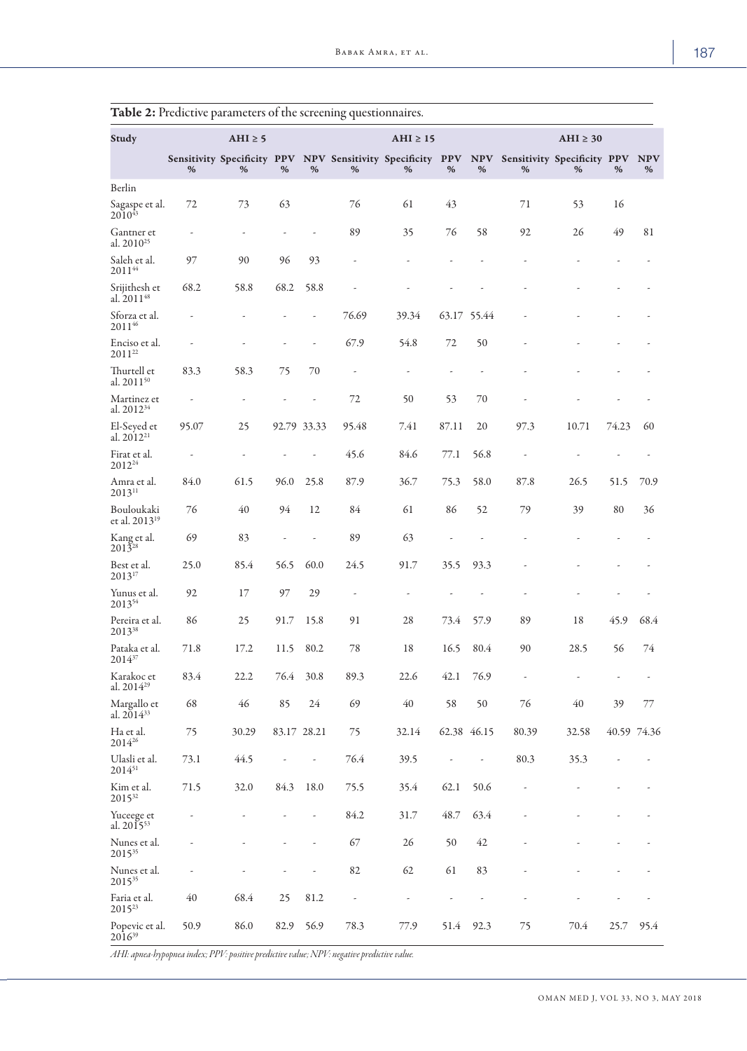**Table 2:** Predictive parameters of the screening questionnaires.

| Study | AHI ≥ 5 | | | | AHI ≥ 15 | | | | AHI ≥ 30 | | | |
|---|---|---|---|---|---|---|---|---|---|---|---|---|
| | Sensitivity % | Specificity % | PPV % | NPV % | Sensitivity % | Specificity % | PPV % | NPV % | Sensitivity % | Specificity % | PPV % | NPV % |
| Berlin | | | | | | | | | | | | |
| Sagaspe et al. 2010[43] | 72 | 73 | 63 | | 76 | 61 | 43 | | 71 | 53 | 16 | |
| Gantner et al. 2010[25] | - | - | - | - | 89 | 35 | 76 | 58 | 92 | 26 | 49 | 81 |
| Saleh et al. 2011[44] | 97 | 90 | 96 | 93 | - | - | - | - | - | - | - | - |
| Srijithesh et al. 2011[48] | 68.2 | 58.8 | 68.2 | 58.8 | - | - | - | - | - | - | - | - |
| Sforza et al. 2011[46] | - | - | - | - | 76.69 | 39.34 | 63.17 | 55.44 | - | - | - | - |
| Enciso et al. 2011[22] | - | - | - | - | 67.9 | 54.8 | 72 | 50 | - | - | - | - |
| Thurtell et al. 2011[50] | 83.3 | 58.3 | 75 | 70 | - | - | - | - | - | - | - | - |
| Martinez et al. 2012[34] | - | - | - | - | 72 | 50 | 53 | 70 | - | - | - | - |
| El-Seyed et al. 2012[21] | 95.07 | 25 | 92.79 | 33.33 | 95.48 | 7.41 | 87.11 | 20 | 97.3 | 10.71 | 74.23 | 60 |
| Firat et al. 2012[24] | - | - | - | - | 45.6 | 84.6 | 77.1 | 56.8 | - | - | - | - |
| Amra et al. 2013[11] | 84.0 | 61.5 | 96.0 | 25.8 | 87.9 | 36.7 | 75.3 | 58.0 | 87.8 | 26.5 | 51.5 | 70.9 |
| Bouloukaki et al. 2013[19] | 76 | 40 | 94 | 12 | 84 | 61 | 86 | 52 | 79 | 39 | 80 | 36 |
| Kang et al. 2013[28] | 69 | 83 | - | - | 89 | 63 | - | - | - | - | - | - |
| Best et al. 2013[17] | 25.0 | 85.4 | 56.5 | 60.0 | 24.5 | 91.7 | 35.5 | 93.3 | - | - | - | - |
| Yunus et al. 2013[54] | 92 | 17 | 97 | 29 | - | - | - | - | - | - | - | - |
| Pereira et al. 2013[38] | 86 | 25 | 91.7 | 15.8 | 91 | 28 | 73.4 | 57.9 | 89 | 18 | 45.9 | 68.4 |
| Pataka et al. 2014[37] | 71.8 | 17.2 | 11.5 | 80.2 | 78 | 18 | 16.5 | 80.4 | 90 | 28.5 | 56 | 74 |
| Karakoc et al. 2014[29] | 83.4 | 22.2 | 76.4 | 30.8 | 89.3 | 22.6 | 42.1 | 76.9 | - | - | - | - |
| Margallo et al. 2014[33] | 68 | 46 | 85 | 24 | 69 | 40 | 58 | 50 | 76 | 40 | 39 | 77 |
| Ha et al. 2014[26] | 75 | 30.29 | 83.17 | 28.21 | 75 | 32.14 | 62.38 | 46.15 | 80.39 | 32.58 | 40.59 | 74.36 |
| Ulasli et al. 2014[51] | 73.1 | 44.5 | - | - | 76.4 | 39.5 | - | - | 80.3 | 35.3 | - | - |
| Kim et al. 2015[32] | 71.5 | 32.0 | 84.3 | 18.0 | 75.5 | 35.4 | 62.1 | 50.6 | - | - | - | - |
| Yuceege et al. 2015[53] | - | - | - | - | 84.2 | 31.7 | 48.7 | 63.4 | - | - | - | - |
| Nunes et al. 2015[35] | - | - | - | - | 67 | 26 | 50 | 42 | - | - | - | - |
| Nunes et al. 2015[35] | - | - | - | - | 82 | 62 | 61 | 83 | - | - | - | - |
| Faria et al. 2015[23] | 40 | 68.4 | 25 | 81.2 | - | - | - | - | - | - | - | - |
| Popevic et al. 2016[39] | 50.9 | 86.0 | 82.9 | 56.9 | 78.3 | 77.9 | 51.4 | 92.3 | 75 | 70.4 | 25.7 | 95.4 |

*AHI: apnea-hypopnea index; PPV: positive predictive value; NPV: negative predictive value.*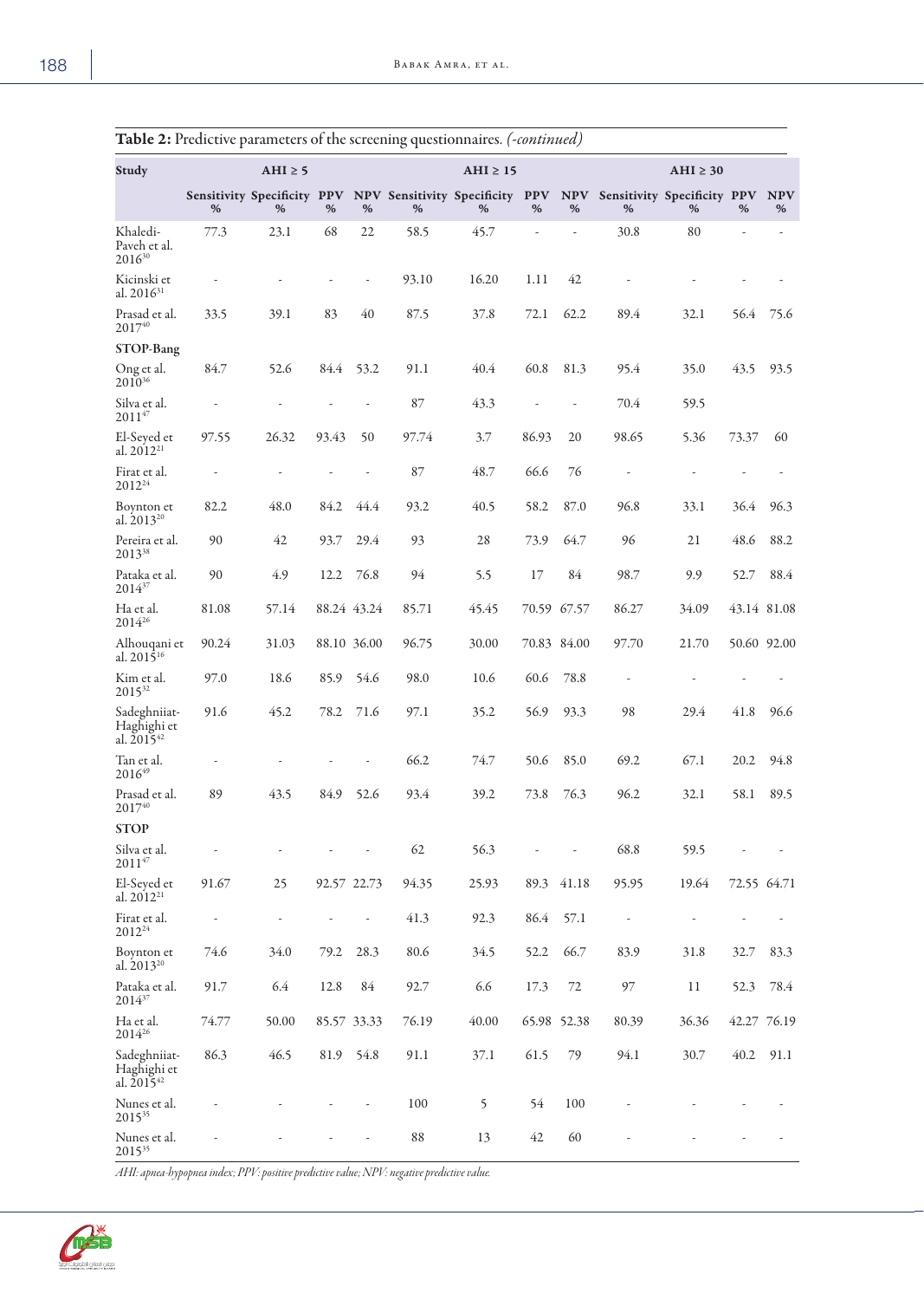**Table 2:** Predictive parameters of the screening questionnaires. *(-continued)*

| Study | AHI ≥ 5 | | | | AHI ≥ 15 | | | | AHI ≥ 30 | | | |
|---|---|---|---|---|---|---|---|---|---|---|---|---|
| | Sensitivity % | Specificity % | PPV % | NPV % | Sensitivity % | Specificity % | PPV % | NPV % | Sensitivity % | Specificity % | PPV % | NPV % |
| Khaledi-Paveh et al. 2016[30] | 77.3 | 23.1 | 68 | 22 | 58.5 | 45.7 | - | - | 30.8 | 80 | - | - |
| Kicinski et al. 2016[31] | - | - | - | - | 93.10 | 16.20 | 1.11 | 42 | - | - | - | - |
| Prasad et al. 2017[40] | 33.5 | 39.1 | 83 | 40 | 87.5 | 37.8 | 72.1 | 62.2 | 89.4 | 32.1 | 56.4 | 75.6 |
| **STOP-Bang** | | | | | | | | | | | | |
| Ong et al. 2010[36] | 84.7 | 52.6 | 84.4 | 53.2 | 91.1 | 40.4 | 60.8 | 81.3 | 95.4 | 35.0 | 43.5 | 93.5 |
| Silva et al. 2011[47] | - | - | - | - | 87 | 43.3 | - | - | 70.4 | 59.5 | | |
| El-Seyed et al. 2012[21] | 97.55 | 26.32 | 93.43 | 50 | 97.74 | 3.7 | 86.93 | 20 | 98.65 | 5.36 | 73.37 | 60 |
| Firat et al. 2012[24] | - | - | - | - | 87 | 48.7 | 66.6 | 76 | - | - | - | - |
| Boynton et al. 2013[20] | 82.2 | 48.0 | 84.2 | 44.4 | 93.2 | 40.5 | 58.2 | 87.0 | 96.8 | 33.1 | 36.4 | 96.3 |
| Pereira et al. 2013[38] | 90 | 42 | 93.7 | 29.4 | 93 | 28 | 73.9 | 64.7 | 96 | 21 | 48.6 | 88.2 |
| Pataka et al. 2014[37] | 90 | 4.9 | 12.2 | 76.8 | 94 | 5.5 | 17 | 84 | 98.7 | 9.9 | 52.7 | 88.4 |
| Ha et al. 2014[26] | 81.08 | 57.14 | 88.24 | 43.24 | 85.71 | 45.45 | 70.59 | 67.57 | 86.27 | 34.09 | 43.14 | 81.08 |
| Alhouqani et al. 2015[16] | 90.24 | 31.03 | 88.10 | 36.00 | 96.75 | 30.00 | 70.83 | 84.00 | 97.70 | 21.70 | 50.60 | 92.00 |
| Kim et al. 2015[32] | 97.0 | 18.6 | 85.9 | 54.6 | 98.0 | 10.6 | 60.6 | 78.8 | - | - | - | - |
| Sadeghniiat-Haghighi et al. 2015[42] | 91.6 | 45.2 | 78.2 | 71.6 | 97.1 | 35.2 | 56.9 | 93.3 | 98 | 29.4 | 41.8 | 96.6 |
| Tan et al. 2016[49] | - | - | - | - | 66.2 | 74.7 | 50.6 | 85.0 | 69.2 | 67.1 | 20.2 | 94.8 |
| Prasad et al. 2017[40] | 89 | 43.5 | 84.9 | 52.6 | 93.4 | 39.2 | 73.8 | 76.3 | 96.2 | 32.1 | 58.1 | 89.5 |
| **STOP** | | | | | | | | | | | | |
| Silva et al. 2011[47] | - | - | - | - | 62 | 56.3 | - | - | 68.8 | 59.5 | - | - |
| El-Seyed et al. 2012[21] | 91.67 | 25 | 92.57 | 22.73 | 94.35 | 25.93 | 89.3 | 41.18 | 95.95 | 19.64 | 72.55 | 64.71 |
| Firat et al. 2012[24] | - | - | - | - | 41.3 | 92.3 | 86.4 | 57.1 | - | - | - | - |
| Boynton et al. 2013[20] | 74.6 | 34.0 | 79.2 | 28.3 | 80.6 | 34.5 | 52.2 | 66.7 | 83.9 | 31.8 | 32.7 | 83.3 |
| Pataka et al. 2014[37] | 91.7 | 6.4 | 12.8 | 84 | 92.7 | 6.6 | 17.3 | 72 | 97 | 11 | 52.3 | 78.4 |
| Ha et al. 2014[26] | 74.77 | 50.00 | 85.57 | 33.33 | 76.19 | 40.00 | 65.98 | 52.38 | 80.39 | 36.36 | 42.27 | 76.19 |
| Sadeghniiat-Haghighi et al. 2015[42] | 86.3 | 46.5 | 81.9 | 54.8 | 91.1 | 37.1 | 61.5 | 79 | 94.1 | 30.7 | 40.2 | 91.1 |
| Nunes et al. 2015[35] | - | - | - | - | 100 | 5 | 54 | 100 | - | - | - | - |
| Nunes et al. 2015[35] | - | - | - | - | 88 | 13 | 42 | 60 | - | - | - | - |

*AHI: apnea-hypopnea index; PPV: positive predictive value; NPV: negative predictive value.*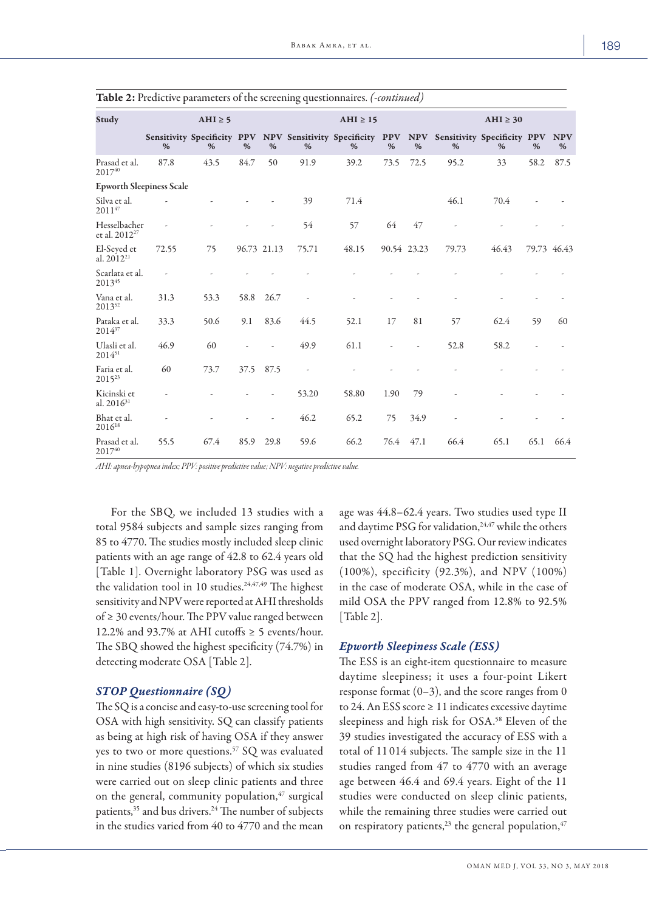**Table 2:** Predictive parameters of the screening questionnaires. *(-continued)*

| Study | AHI ≥ 5 | | | | AHI ≥ 15 | | | | AHI ≥ 30 | | | |
|---|---|---|---|---|---|---|---|---|---|---|---|---|
| | Sensitivity % | Specificity % | PPV % | NPV % | Sensitivity % | Specificity % | PPV % | NPV % | Sensitivity % | Specificity % | PPV % | NPV % |
| Prasad et al. 2017[40] | 87.8 | 43.5 | 84.7 | 50 | 91.9 | 39.2 | 73.5 | 72.5 | 95.2 | 33 | 58.2 | 87.5 |
| **Epworth Sleepiness Scale** | | | | | | | | | | | | |
| Silva et al. 2011[47] | - | - | - | - | 39 | 71.4 | | | 46.1 | 70.4 | - | - |
| Hesselbacher et al. 2012[27] | - | - | - | - | 54 | 57 | 64 | 47 | - | - | - | - |
| El-Seyed et al. 2012[21] | 72.55 | 75 | 96.73 | 21.13 | 75.71 | 48.15 | 90.54 | 23.23 | 79.73 | 46.43 | 79.73 | 46.43 |
| Scarlata et al. 2013[45] | - | - | - | - | - | - | - | - | - | - | - | - |
| Vana et al. 2013[52] | 31.3 | 53.3 | 58.8 | 26.7 | - | - | - | - | - | - | - | - |
| Pataka et al. 2014[37] | 33.3 | 50.6 | 9.1 | 83.6 | 44.5 | 52.1 | 17 | 81 | 57 | 62.4 | 59 | 60 |
| Ulasli et al. 2014[51] | 46.9 | 60 | - | - | 49.9 | 61.1 | - | - | 52.8 | 58.2 | - | - |
| Faria et al. 2015[23] | 60 | 73.7 | 37.5 | 87.5 | - | - | - | - | - | - | - | - |
| Kicinski et al. 2016[31] | - | - | - | - | 53.20 | 58.80 | 1.90 | 79 | - | - | - | - |
| Bhat et al. 2016[18] | - | - | - | - | 46.2 | 65.2 | 75 | 34.9 | - | - | - | - |
| Prasad et al. 2017[40] | 55.5 | 67.4 | 85.9 | 29.8 | 59.6 | 66.2 | 76.4 | 47.1 | 66.4 | 65.1 | 65.1 | 66.4 |

*AHI: apnea-hypopnea index; PPV: positive predictive value; NPV: negative predictive value.*

For the SBQ, we included 13 studies with a total 9584 subjects and sample sizes ranging from 85 to 4770. The studies mostly included sleep clinic patients with an age range of 42.8 to 62.4 years old [Table 1]. Overnight laboratory PSG was used as the validation tool in 10 studies.[24,47,49] The highest sensitivity and NPV were reported at AHI thresholds of ≥ 30 events/hour. The PPV value ranged between 12.2% and 93.7% at AHI cutoffs ≥ 5 events/hour. The SBQ showed the highest specificity (74.7%) in detecting moderate OSA [Table 2].

### *STOP Questionnaire (SQ)*

The SQ is a concise and easy-to-use screening tool for OSA with high sensitivity. SQ can classify patients as being at high risk of having OSA if they answer yes to two or more questions.[57] SQ was evaluated in nine studies (8196 subjects) of which six studies were carried out on sleep clinic patients and three on the general, community population,[47] surgical patients,[35] and bus drivers.[24] The number of subjects in the studies varied from 40 to 4770 and the mean age was 44.8–62.4 years. Two studies used type II and daytime PSG for validation,[24,47] while the others used overnight laboratory PSG. Our review indicates that the SQ had the highest prediction sensitivity (100%), specificity (92.3%), and NPV (100%) in the case of moderate OSA, while in the case of mild OSA the PPV ranged from 12.8% to 92.5% [Table 2].

### *Epworth Sleepiness Scale (ESS)*

The ESS is an eight-item questionnaire to measure daytime sleepiness; it uses a four-point Likert response format (0–3), and the score ranges from 0 to 24. An ESS score ≥ 11 indicates excessive daytime sleepiness and high risk for OSA.[58] Eleven of the 39 studies investigated the accuracy of ESS with a total of 11 014 subjects. The sample size in the 11 studies ranged from 47 to 4770 with an average age between 46.4 and 69.4 years. Eight of the 11 studies were conducted on sleep clinic patients, while the remaining three studies were carried out on respiratory patients,[23] the general population,[47]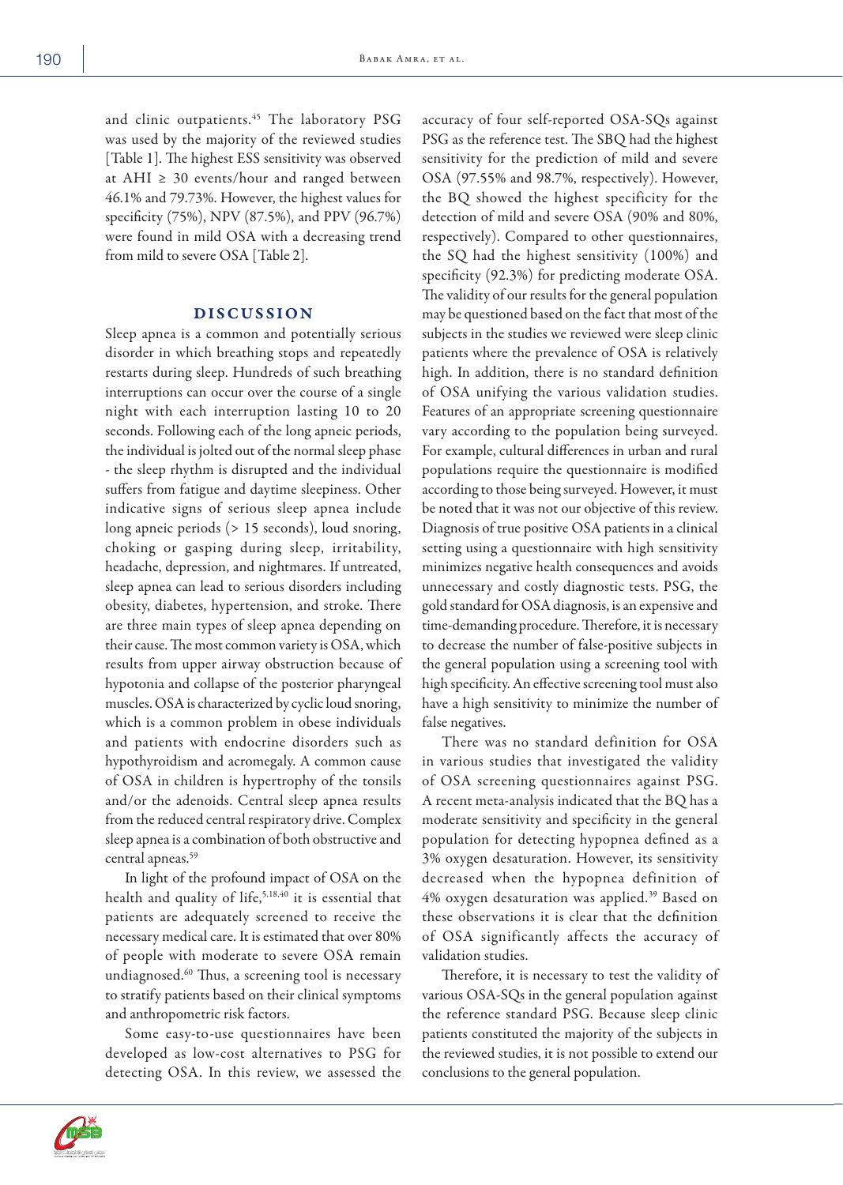and clinic outpatients.[45] The laboratory PSG was used by the majority of the reviewed studies [Table 1]. The highest ESS sensitivity was observed at AHI ≥ 30 events/hour and ranged between 46.1% and 79.73%. However, the highest values for specificity (75%), NPV (87.5%), and PPV (96.7%) were found in mild OSA with a decreasing trend from mild to severe OSA [Table 2].

## DISCUSSION

Sleep apnea is a common and potentially serious disorder in which breathing stops and repeatedly restarts during sleep. Hundreds of such breathing interruptions can occur over the course of a single night with each interruption lasting 10 to 20 seconds. Following each of the long apneic periods, the individual is jolted out of the normal sleep phase - the sleep rhythm is disrupted and the individual suffers from fatigue and daytime sleepiness. Other indicative signs of serious sleep apnea include long apneic periods (> 15 seconds), loud snoring, choking or gasping during sleep, irritability, headache, depression, and nightmares. If untreated, sleep apnea can lead to serious disorders including obesity, diabetes, hypertension, and stroke. There are three main types of sleep apnea depending on their cause. The most common variety is OSA, which results from upper airway obstruction because of hypotonia and collapse of the posterior pharyngeal muscles. OSA is characterized by cyclic loud snoring, which is a common problem in obese individuals and patients with endocrine disorders such as hypothyroidism and acromegaly. A common cause of OSA in children is hypertrophy of the tonsils and/or the adenoids. Central sleep apnea results from the reduced central respiratory drive. Complex sleep apnea is a combination of both obstructive and central apneas.[59]

In light of the profound impact of OSA on the health and quality of life,[5,18,40] it is essential that patients are adequately screened to receive the necessary medical care. It is estimated that over 80% of people with moderate to severe OSA remain undiagnosed.[60] Thus, a screening tool is necessary to stratify patients based on their clinical symptoms and anthropometric risk factors.

Some easy-to-use questionnaires have been developed as low-cost alternatives to PSG for detecting OSA. In this review, we assessed the accuracy of four self-reported OSA-SQs against PSG as the reference test. The SBQ had the highest sensitivity for the prediction of mild and severe OSA (97.55% and 98.7%, respectively). However, the BQ showed the highest specificity for the detection of mild and severe OSA (90% and 80%, respectively). Compared to other questionnaires, the SQ had the highest sensitivity (100%) and specificity (92.3%) for predicting moderate OSA. The validity of our results for the general population may be questioned based on the fact that most of the subjects in the studies we reviewed were sleep clinic patients where the prevalence of OSA is relatively high. In addition, there is no standard definition of OSA unifying the various validation studies. Features of an appropriate screening questionnaire vary according to the population being surveyed. For example, cultural differences in urban and rural populations require the questionnaire is modified according to those being surveyed. However, it must be noted that it was not our objective of this review. Diagnosis of true positive OSA patients in a clinical setting using a questionnaire with high sensitivity minimizes negative health consequences and avoids unnecessary and costly diagnostic tests. PSG, the gold standard for OSA diagnosis, is an expensive and time-demanding procedure. Therefore, it is necessary to decrease the number of false-positive subjects in the general population using a screening tool with high specificity. An effective screening tool must also have a high sensitivity to minimize the number of false negatives.

There was no standard definition for OSA in various studies that investigated the validity of OSA screening questionnaires against PSG. A recent meta-analysis indicated that the BQ has a moderate sensitivity and specificity in the general population for detecting hypopnea defined as a 3% oxygen desaturation. However, its sensitivity decreased when the hypopnea definition of 4% oxygen desaturation was applied.[39] Based on these observations it is clear that the definition of OSA significantly affects the accuracy of validation studies.

Therefore, it is necessary to test the validity of various OSA-SQs in the general population against the reference standard PSG. Because sleep clinic patients constituted the majority of the subjects in the reviewed studies, it is not possible to extend our conclusions to the general population.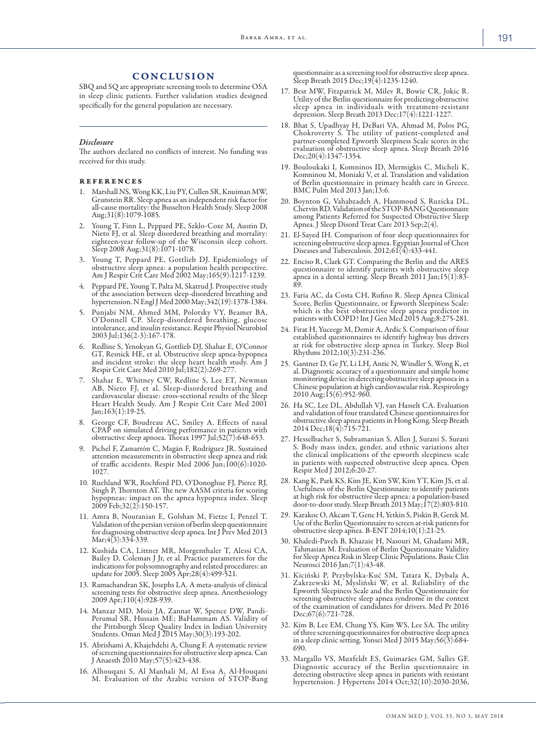## CONCLUSION

SBQ and SQ are appropriate screening tools to determine OSA in sleep clinic patients. Further validation studies designed specifically for the general population are necessary.

### *Disclosure*

The authors declared no conflicts of interest. No funding was received for this study.

### REFERENCES

1. Marshall NS, Wong KK, Liu PY, Cullen SR, Knuiman MW, Grunstein RR. Sleep apnea as an independent risk factor for all-cause mortality: the Busselton Health Study. Sleep 2008 Aug;31(8):1079-1085.
2. Young T, Finn L, Peppard PE, Szklo-Coxe M, Austin D, Nieto FJ, et al. Sleep disordered breathing and mortality: eighteen-year follow-up of the Wisconsin sleep cohort. Sleep 2008 Aug;31(8):1071-1078.
3. Young T, Peppard PE, Gottlieb DJ. Epidemiology of obstructive sleep apnea: a population health perspective. Am J Respir Crit Care Med 2002 May;165(9):1217-1239.
4. Peppard PE, Young T, Palta M, Skatrud J. Prospective study of the association between sleep-disordered breathing and hypertension. N Engl J Med 2000 May;342(19):1378-1384.
5. Punjabi NM, Ahmed MM, Polotsky VY, Beamer BA, O'Donnell CP. Sleep-disordered breathing, glucose intolerance, and insulin resistance. Respir Physiol Neurobiol 2003 Jul;136(2-3):167-178.
6. Redline S, Yenokyan G, Gottlieb DJ, Shahar E, O'Connor GT, Resnick HE, et al. Obstructive sleep apnea-hypopnea and incident stroke: the sleep heart health study. Am J Respir Crit Care Med 2010 Jul;182(2):269-277.
7. Shahar E, Whitney CW, Redline S, Lee ET, Newman AB, Nieto FJ, et al. Sleep-disordered breathing and cardiovascular disease: cross-sectional results of the Sleep Heart Health Study. Am J Respir Crit Care Med 2001 Jan;163(1):19-25.
8. George CF, Boudreau AC, Smiley A. Effects of nasal CPAP on simulated driving performance in patients with obstructive sleep apnoea. Thorax 1997 Jul;52(7):648-653.
9. Pichel F, Zamarrón C, Magán F, Rodríguez JR. Sustained attention measurements in obstructive sleep apnea and risk of traffic accidents. Respir Med 2006 Jun;100(6):1020-1027.
10. Ruehland WR, Rochford PD, O'Donoghue FJ, Pierce RJ, Singh P, Thornton AT. The new AASM criteria for scoring hypopneas: impact on the apnea hypopnea index. Sleep 2009 Feb;32(2):150-157.
11. Amra B, Nouranian E, Golshan M, Fietze I, Penzel T. Validation of the persian version of berlin sleep questionnaire for diagnosing obstructive sleep apnea. Int J Prev Med 2013 Mar;4(3):334-339.
12. Kushida CA, Littner MR, Morgenthaler T, Alessi CA, Bailey D, Coleman J Jr, et al. Practice parameters for the indications for polysomnography and related procedures: an update for 2005. Sleep 2005 Apr;28(4):499-521.
13. Ramachandran SK, Josephs LA. A meta-analysis of clinical screening tests for obstructive sleep apnea. Anesthesiology 2009 Apr;110(4):928-939.
14. Manzar MD, Moiz JA, Zannat W, Spence DW, Pandi-Perumal SR, Hussain ME; BaHammam AS. Validity of the Pittsburgh Sleep Quality Index in Indian University Students. Oman Med J 2015 May;30(3):193-202.
15. Abrishami A, Khajehdehi A, Chung F. A systematic review of screening questionnaires for obstructive sleep apnea. Can J Anaesth 2010 May;57(5):423-438.
16. Alhouqani S, Al Manhali M, Al Essa A, Al-Houqani M. Evaluation of the Arabic version of STOP-Bang questionnaire as a screening tool for obstructive sleep apnea. Sleep Breath 2015 Dec;19(4):1235-1240.
17. Best MW, Fitzpatrick M, Milev R, Bowie CR, Jokic R. Utility of the Berlin questionnaire for predicting obstructive sleep apnea in individuals with treatment-resistant depression. Sleep Breath 2013 Dec;17(4):1221-1227.
18. Bhat S, Upadhyay H, DeBari VA, Ahmad M, Polos PG, Chokroverty S. The utility of patient-completed and partner-completed Epworth Sleepiness Scale scores in the evaluation of obstructive sleep apnea. Sleep Breath 2016 Dec;20(4):1347-1354.
19. Bouloukaki I, Komninos ID, Mermigkis C, Micheli K, Komninou M, Moniaki V, et al. Translation and validation of Berlin questionnaire in primary health care in Greece. BMC Pulm Med 2013 Jan;13:6.
20. Boynton G, Vahabzadeh A, Hammoud S, Ruzicka DL, Chervin RD. Validation of the STOP-BANG Questionnaire among Patients Referred for Suspected Obstructive Sleep Apnea. J Sleep Disord Treat Care 2013 Sep;2(4).
21. El-Sayed IH. Comparison of four sleep questionnaires for screening obstructive sleep apnea. Egyptian Journal of Chest Diseases and Tuberculosis. 2012;61(4):433-441.
22. Enciso R, Clark GT. Comparing the Berlin and the ARES questionnaire to identify patients with obstructive sleep apnea in a dental setting. Sleep Breath 2011 Jan;15(1):83-89.
23. Faria AC, da Costa CH, Rufino R. Sleep Apnea Clinical Score, Berlin Questionnaire, or Epworth Sleepiness Scale: which is the best obstructive sleep apnea predictor in patients with COPD? Int J Gen Med 2015 Aug;8:275-281.
24. Firat H, Yuceege M, Demir A, Ardic S. Comparison of four established questionnaires to identify highway bus drivers at risk for obstructive sleep apnea in Turkey. Sleep Biol Rhythms 2012;10(3):231-236.
25. Gantner D, Ge JY, Li LH, Antic N, Windler S, Wong K, et al. Diagnostic accuracy of a questionnaire and simple home monitoring device in detecting obstructive sleep apnoea in a Chinese population at high cardiovascular risk. Respirology 2010 Aug;15(6):952-960.
26. Ha SC, Lee DL, Abdullah VJ, van Hasselt CA. Evaluation and validation of four translated Chinese questionnaires for obstructive sleep apnea patients in Hong Kong. Sleep Breath 2014 Dec;18(4):715-721.
27. Hesselbacher S, Subramanian S, Allen J, Surani S, Surani S. Body mass index, gender, and ethnic variations alter the clinical implications of the epworth sleepiness scale in patients with suspected obstructive sleep apnea. Open Respir Med J 2012;6:20-27.
28. Kang K, Park KS, Kim JE, Kim SW, Kim YT, Kim JS, et al. Usefulness of the Berlin Questionnaire to identify patients at high risk for obstructive sleep apnea: a population-based door-to-door study. Sleep Breath 2013 May;17(2):803-810.
29. Karakoc O, Akcam T, Genc H, Yetkin S, Piskin B, Gerek M. Use of the Berlin Questionnaire to screen at-risk patients for obstructive sleep apnea. B-ENT 2014;10(1):21-25.
30. Khaledi-Paveh B, Khazaie H, Nasouri M, Ghadami MR, Tahmasian M. Evaluation of Berlin Questionnaire Validity for Sleep Apnea Risk in Sleep Clinic Populations. Basic Clin Neurosci 2016 Jan;7(1):43-48.
31. Piciński P, Przybylska-Kuć SM, Tatara K, Dybała A, Zakrzewski M, Myśliński W, et al. Reliability of the Epworth Sleepiness Scale and the Berlin Questionnaire for screening obstructive sleep apnea syndrome in the context of the examination of candidates for drivers. Med Pr 2016 Dec;67(6):721-728.
32. Kim B, Lee EM, Chung YS, Kim WS, Lee SA. The utility of three screening questionnaires for obstructive sleep apnea in a sleep clinic setting. Yonsei Med J 2015 May;56(3):684-690.
33. Margallo VS, Muxfeldt ES, Guimarães GM, Salles GF. Diagnostic accuracy of the Berlin questionnaire in detecting obstructive sleep apnea in patients with resistant hypertension. J Hypertens 2014 Oct;32(10):2030-2036,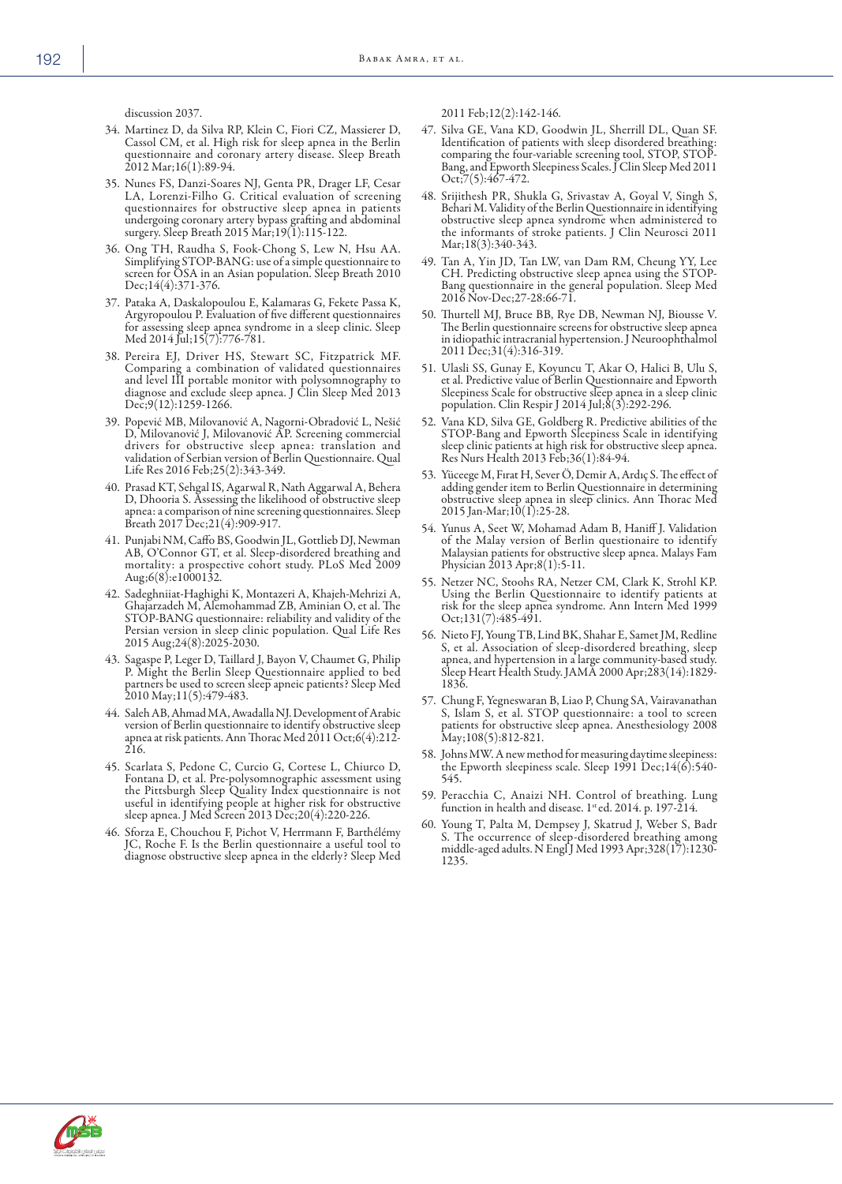discussion 2037.

34. Martinez D, da Silva RP, Klein C, Fiori CZ, Massierer D, Cassol CM, et al. High risk for sleep apnea in the Berlin questionnaire and coronary artery disease. Sleep Breath 2012 Mar;16(1):89-94.
35. Nunes FS, Danzi-Soares NJ, Genta PR, Drager LF, Cesar LA, Lorenzi-Filho G. Critical evaluation of screening questionnaires for obstructive sleep apnea in patients undergoing coronary artery bypass grafting and abdominal surgery. Sleep Breath 2015 Mar;19(1):115-122.
36. Ong TH, Raudha S, Fook-Chong S, Lew N, Hsu AA. Simplifying STOP-BANG: use of a simple questionnaire to screen for OSA in an Asian population. Sleep Breath 2010 Dec;14(4):371-376.
37. Pataka A, Daskalopoulou E, Kalamaras G, Fekete Passa K, Argyropoulou P. Evaluation of five different questionnaires for assessing sleep apnea syndrome in a sleep clinic. Sleep Med 2014 Jul;15(7):776-781.
38. Pereira EJ, Driver HS, Stewart SC, Fitzpatrick MF. Comparing a combination of validated questionnaires and level III portable monitor with polysomnography to diagnose and exclude sleep apnea. J Clin Sleep Med 2013 Dec;9(12):1259-1266.
39. Popević MB, Milovanović A, Nagorni-Obradović L, Nešić D, Milovanović J, Milovanović AP. Screening commercial drivers for obstructive sleep apnea: translation and validation of Serbian version of Berlin Questionnaire. Qual Life Res 2016 Feb;25(2):343-349.
40. Prasad KT, Sehgal IS, Agarwal R, Nath Aggarwal A, Behera D, Dhooria S. Assessing the likelihood of obstructive sleep apnea: a comparison of nine screening questionnaires. Sleep Breath 2017 Dec;21(4):909-917.
41. Punjabi NM, Caffo BS, Goodwin JL, Gottlieb DJ, Newman AB, O'Connor GT, et al. Sleep-disordered breathing and mortality: a prospective cohort study. PLoS Med 2009 Aug;6(8):e1000132.
42. Sadeghniiat-Haghighi K, Montazeri A, Khajeh-Mehrizi A, Ghajarzadeh M, Alemohammad ZB, Aminian O, et al. The STOP-BANG questionnaire: reliability and validity of the Persian version in sleep clinic population. Qual Life Res 2015 Aug;24(8):2025-2030.
43. Sagaspe P, Leger D, Taillard J, Bayon V, Chaumet G, Philip P. Might the Berlin Sleep Questionnaire applied to bed partners be used to screen sleep apneic patients? Sleep Med 2010 May;11(5):479-483.
44. Saleh AB, Ahmad MA, Awadalla NJ. Development of Arabic version of Berlin questionnaire to identify obstructive sleep apnea at risk patients. Ann Thorac Med 2011 Oct;6(4):212-216.
45. Scarlata S, Pedone C, Curcio G, Cortese L, Chiurco D, Fontana D, et al. Pre-polysomnographic assessment using the Pittsburgh Sleep Quality Index questionnaire is not useful in identifying people at higher risk for obstructive sleep apnea. J Med Screen 2013 Dec;20(4):220-226.
46. Sforza E, Chouchou F, Pichot V, Herrmann F, Barthélémy JC, Roche F. Is the Berlin questionnaire a useful tool to diagnose obstructive sleep apnea in the elderly? Sleep Med 2011 Feb;12(2):142-146.
47. Silva GE, Vana KD, Goodwin JL, Sherrill DL, Quan SF. Identification of patients with sleep disordered breathing: comparing the four-variable screening tool, STOP, STOP-Bang, and Epworth Sleepiness Scales. J Clin Sleep Med 2011 Oct;7(5):467-472.
48. Srijithesh PR, Shukla G, Srivastav A, Goyal V, Singh S, Behari M. Validity of the Berlin Questionnaire in identifying obstructive sleep apnea syndrome when administered to the informants of stroke patients. J Clin Neurosci 2011 Mar;18(3):340-343.
49. Tan A, Yin JD, Tan LW, van Dam RM, Cheung YY, Lee CH. Predicting obstructive sleep apnea using the STOP-Bang questionnaire in the general population. Sleep Med 2016 Nov-Dec;27-28:66-71.
50. Thurtell MJ, Bruce BB, Rye DB, Newman NJ, Biousse V. The Berlin questionnaire screens for obstructive sleep apnea in idiopathic intracranial hypertension. J Neuroophthalmol 2011 Dec;31(4):316-319.
51. Ulasli SS, Gunay E, Koyuncu T, Akar O, Halici B, Ulu S, et al. Predictive value of Berlin Questionnaire and Epworth Sleepiness Scale for obstructive sleep apnea in a sleep clinic population. Clin Respir J 2014 Jul;8(3):292-296.
52. Vana KD, Silva GE, Goldberg R. Predictive abilities of the STOP-Bang and Epworth Sleepiness Scale in identifying sleep clinic patients at high risk for obstructive sleep apnea. Res Nurs Health 2013 Feb;36(1):84-94.
53. Yüceege M, Fırat H, Sever Ö, Demir A, Ardıç S. The effect of adding gender item to Berlin Questionnaire in determining obstructive sleep apnea in sleep clinics. Ann Thorac Med 2015 Jan-Mar;10(1):25-28.
54. Yunus A, Seet W, Mohamad Adam B, Haniff J. Validation of the Malay version of Berlin questionaire to identify Malaysian patients for obstructive sleep apnea. Malays Fam Physician 2013 Apr;8(1):5-11.
55. Netzer NC, Stoohs RA, Netzer CM, Clark K, Strohl KP. Using the Berlin Questionnaire to identify patients at risk for the sleep apnea syndrome. Ann Intern Med 1999 Oct;131(7):485-491.
56. Nieto FJ, Young TB, Lind BK, Shahar E, Samet JM, Redline S, et al. Association of sleep-disordered breathing, sleep apnea, and hypertension in a large community-based study. Sleep Heart Health Study. JAMA 2000 Apr;283(14):1829-1836.
57. Chung F, Yegneswaran B, Liao P, Chung SA, Vairavanathan S, Islam S, et al. STOP questionnaire: a tool to screen patients for obstructive sleep apnea. Anesthesiology 2008 May;108(5):812-821.
58. Johns MW. A new method for measuring daytime sleepiness: the Epworth sleepiness scale. Sleep 1991 Dec;14(6):540-545.
59. Peracchia C, Anaizi NH. Control of breathing. Lung function in health and disease. 1st ed. 2014. p. 197-214.
60. Young T, Palta M, Dempsey J, Skatrud J, Weber S, Badr S. The occurrence of sleep-disordered breathing among middle-aged adults. N Engl J Med 1993 Apr;328(17):1230-1235.